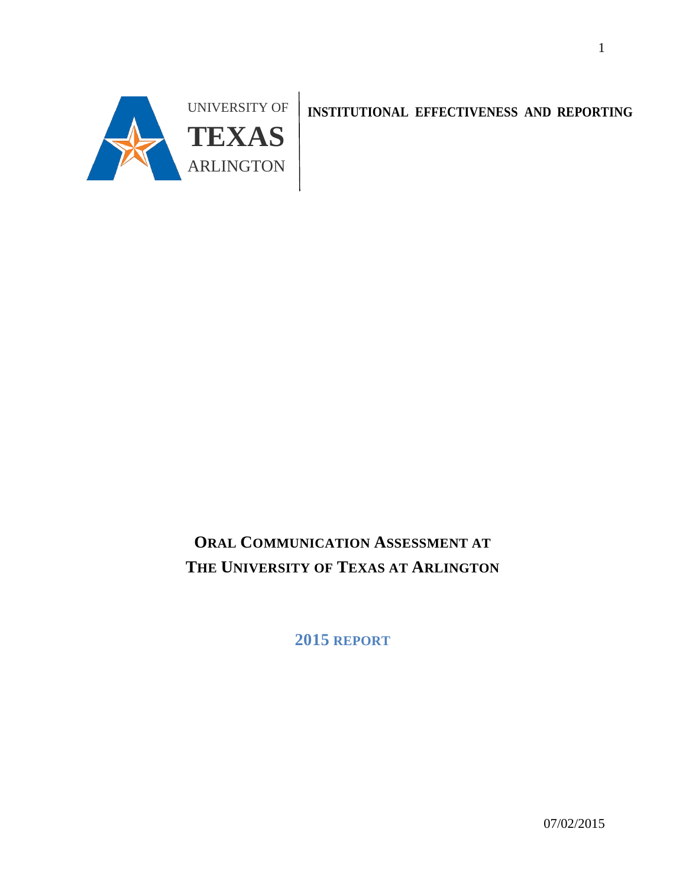UNIVERSITY OF **TEXAS** ARLINGTON

**INSTITUTIONAL EFFECTIVENESS AND REPORTING**

# ORAL COMMUNICATION ASSESSMENT AT THE UNIVERSITY OF TEXAS AT ARLINGTON

## 2015 REPORT

07/02/2015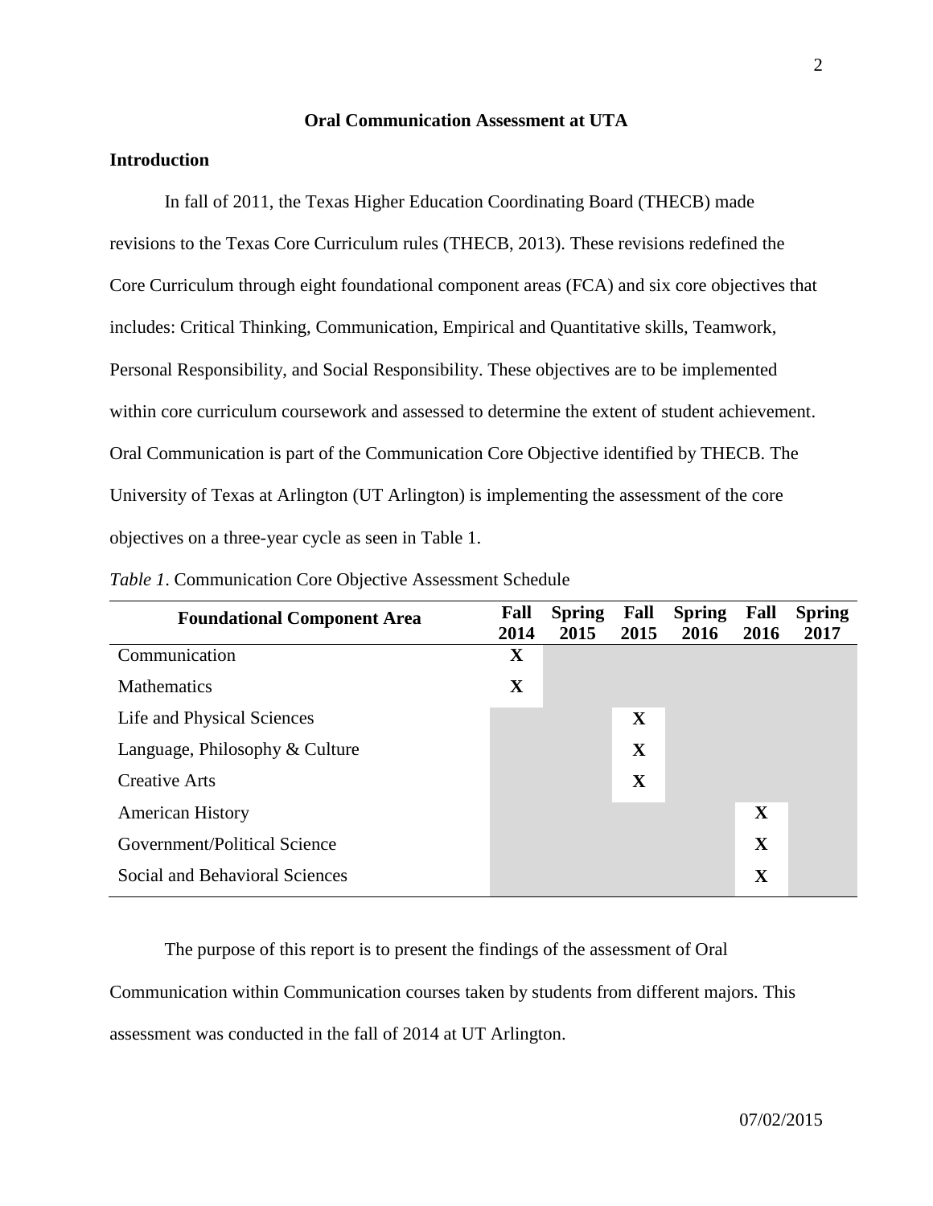# Oral Communication Assessment at UTA

## Introduction

In fall of 2011, the Texas Higher Education Coordinating Board (THECB) made revisions to the Texas Core Curriculum rules (THECB, 2013). These revisions redefined the Core Curriculum through eight foundational component areas (FCA) and six core objectives that includes: Critical Thinking, Communication, Empirical and Quantitative skills, Teamwork, Personal Responsibility, and Social Responsibility. These objectives are to be implemented within core curriculum coursework and assessed to determine the extent of student achievement. Oral Communication is part of the Communication Core Objective identified by THECB. The University of Texas at Arlington (UT Arlington) is implementing the assessment of the core objectives on a three-year cycle as seen in Table 1.

*Table 1*. Communication Core Objective Assessment Schedule

| Foundational Component Area | Fall 2014 | Spring 2015 | Fall 2015 | Spring 2016 | Fall 2016 | Spring 2017 |
|---|---|---|---|---|---|---|
| Communication | X | | | | | |
| Mathematics | X | | | | | |
| Life and Physical Sciences | | | X | | | |
| Language, Philosophy & Culture | | | X | | | |
| Creative Arts | | | X | | | |
| American History | | | | | X | |
| Government/Political Science | | | | | X | |
| Social and Behavioral Sciences | | | | | X | |

The purpose of this report is to present the findings of the assessment of Oral Communication within Communication courses taken by students from different majors. This assessment was conducted in the fall of 2014 at UT Arlington.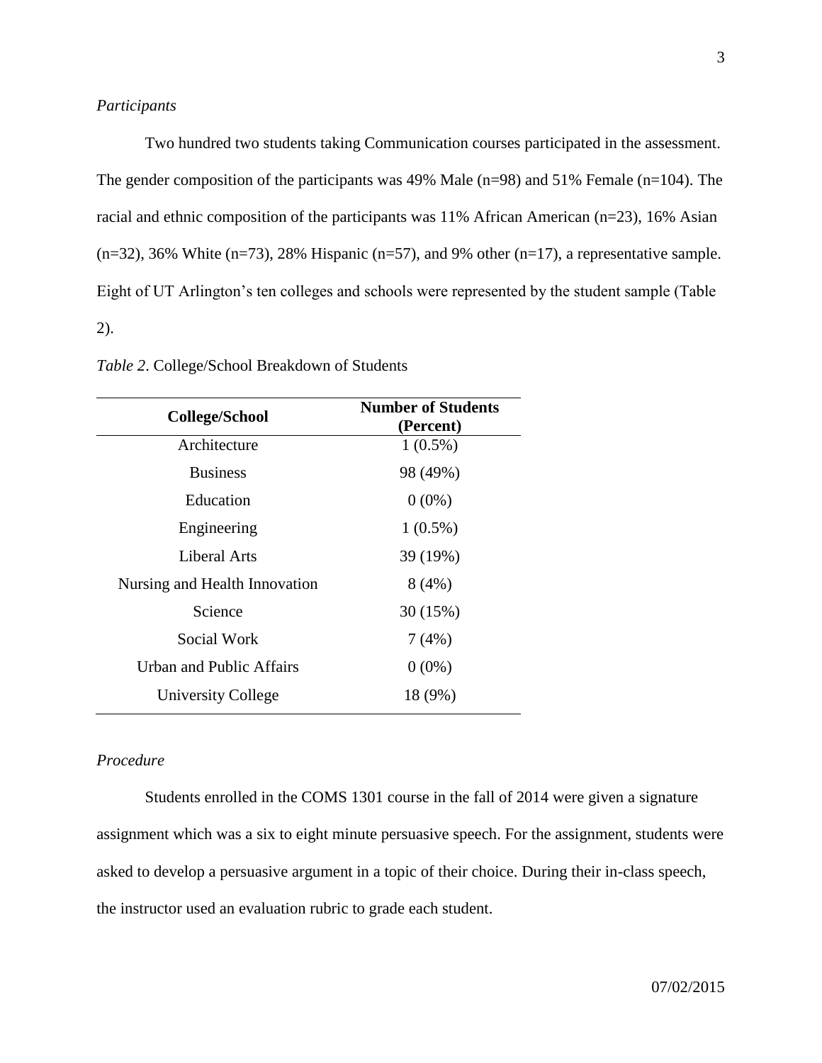*Participants*

Two hundred two students taking Communication courses participated in the assessment. The gender composition of the participants was 49% Male (n=98) and 51% Female (n=104). The racial and ethnic composition of the participants was 11% African American (n=23), 16% Asian (n=32), 36% White (n=73), 28% Hispanic (n=57), and 9% other (n=17), a representative sample. Eight of UT Arlington's ten colleges and schools were represented by the student sample (Table 2).

*Table 2*. College/School Breakdown of Students

| College/School | Number of Students (Percent) |
|---|---|
| Architecture | 1 (0.5%) |
| Business | 98 (49%) |
| Education | 0 (0%) |
| Engineering | 1 (0.5%) |
| Liberal Arts | 39 (19%) |
| Nursing and Health Innovation | 8 (4%) |
| Science | 30 (15%) |
| Social Work | 7 (4%) |
| Urban and Public Affairs | 0 (0%) |
| University College | 18 (9%) |

*Procedure*

Students enrolled in the COMS 1301 course in the fall of 2014 were given a signature assignment which was a six to eight minute persuasive speech. For the assignment, students were asked to develop a persuasive argument in a topic of their choice. During their in-class speech, the instructor used an evaluation rubric to grade each student.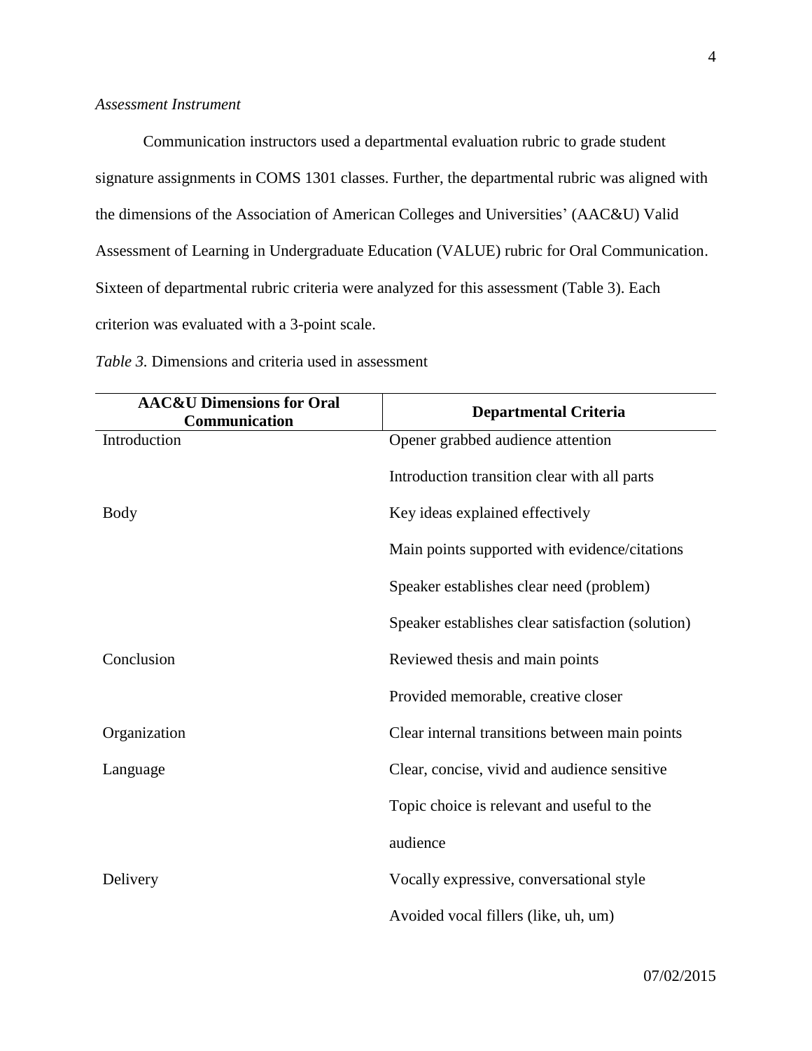*Assessment Instrument*

Communication instructors used a departmental evaluation rubric to grade student signature assignments in COMS 1301 classes. Further, the departmental rubric was aligned with the dimensions of the Association of American Colleges and Universities' (AAC&U) Valid Assessment of Learning in Undergraduate Education (VALUE) rubric for Oral Communication. Sixteen of departmental rubric criteria were analyzed for this assessment (Table 3). Each criterion was evaluated with a 3-point scale.

*Table 3.* Dimensions and criteria used in assessment

| AAC&U Dimensions for Oral Communication | Departmental Criteria |
|---|---|
| Introduction | Opener grabbed audience attention |
| | Introduction transition clear with all parts |
| Body | Key ideas explained effectively |
| | Main points supported with evidence/citations |
| | Speaker establishes clear need (problem) |
| | Speaker establishes clear satisfaction (solution) |
| Conclusion | Reviewed thesis and main points |
| | Provided memorable, creative closer |
| Organization | Clear internal transitions between main points |
| Language | Clear, concise, vivid and audience sensitive |
| | Topic choice is relevant and useful to the audience |
| Delivery | Vocally expressive, conversational style |
| | Avoided vocal fillers (like, uh, um) |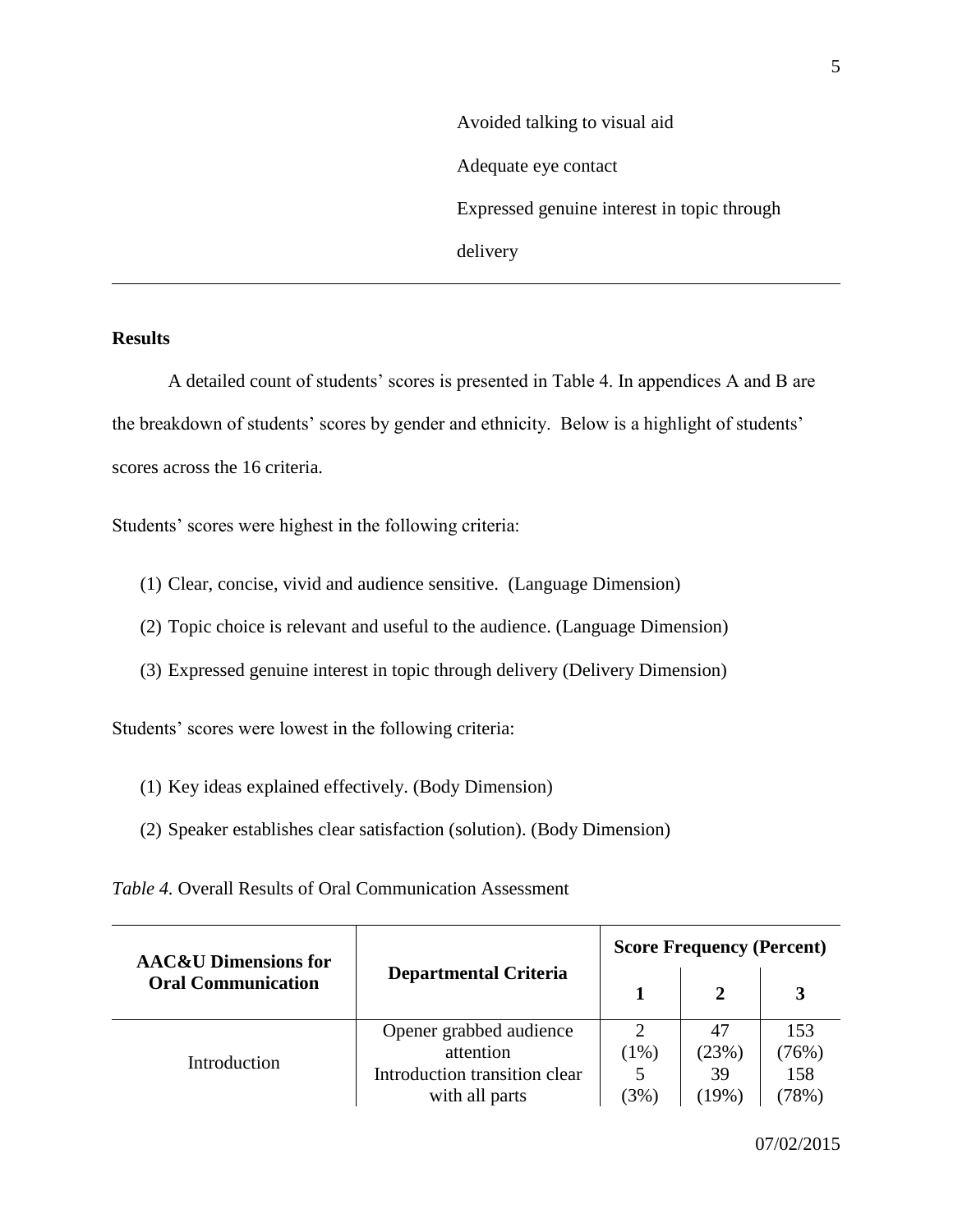| | |
|---|---|
| | Avoided talking to visual aid |
| | Adequate eye contact |
| | Expressed genuine interest in topic through delivery |

## Results

A detailed count of students' scores is presented in Table 4. In appendices A and B are the breakdown of students' scores by gender and ethnicity. Below is a highlight of students' scores across the 16 criteria.

Students' scores were highest in the following criteria:

(1) Clear, concise, vivid and audience sensitive. (Language Dimension)

(2) Topic choice is relevant and useful to the audience. (Language Dimension)

(3) Expressed genuine interest in topic through delivery (Delivery Dimension)

Students' scores were lowest in the following criteria:

(1) Key ideas explained effectively. (Body Dimension)

(2) Speaker establishes clear satisfaction (solution). (Body Dimension)

*Table 4.* Overall Results of Oral Communication Assessment

| AAC&U Dimensions for Oral Communication | Departmental Criteria | Score Frequency (Percent) | | |
|---|---|---|---|---|
| | | 1 | 2 | 3 |
| Introduction | Opener grabbed audience attention | 2 (1%) | 47 (23%) | 153 (76%) |
| | Introduction transition clear with all parts | 5 (3%) | 39 (19%) | 158 (78%) |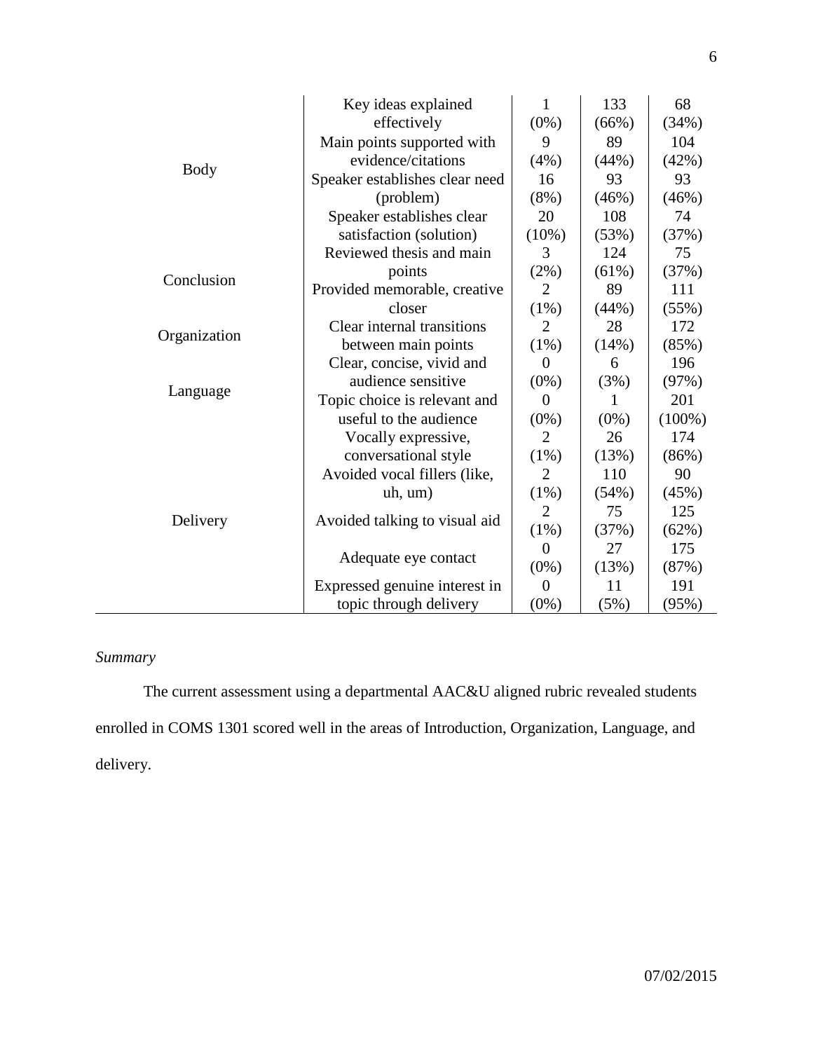| | | | | |
|---|---|---|---|---|
| Body | Key ideas explained effectively | 1 (0%) | 133 (66%) | 68 (34%) |
| | Main points supported with evidence/citations | 9 (4%) | 89 (44%) | 104 (42%) |
| | Speaker establishes clear need (problem) | 16 (8%) | 93 (46%) | 93 (46%) |
| | Speaker establishes clear satisfaction (solution) | 20 (10%) | 108 (53%) | 74 (37%) |
| Conclusion | Reviewed thesis and main points | 3 (2%) | 124 (61%) | 75 (37%) |
| | Provided memorable, creative closer | 2 (1%) | 89 (44%) | 111 (55%) |
| Organization | Clear internal transitions between main points | 2 (1%) | 28 (14%) | 172 (85%) |
| Language | Clear, concise, vivid and audience sensitive | 0 (0%) | 6 (3%) | 196 (97%) |
| | Topic choice is relevant and useful to the audience | 0 (0%) | 1 (0%) | 201 (100%) |
| Delivery | Vocally expressive, conversational style | 2 (1%) | 26 (13%) | 174 (86%) |
| | Avoided vocal fillers (like, uh, um) | 2 (1%) | 110 (54%) | 90 (45%) |
| | Avoided talking to visual aid | 2 (1%) | 75 (37%) | 125 (62%) |
| | Adequate eye contact | 0 (0%) | 27 (13%) | 175 (87%) |
| | Expressed genuine interest in topic through delivery | 0 (0%) | 11 (5%) | 191 (95%) |

*Summary*

The current assessment using a departmental AAC&U aligned rubric revealed students enrolled in COMS 1301 scored well in the areas of Introduction, Organization, Language, and delivery.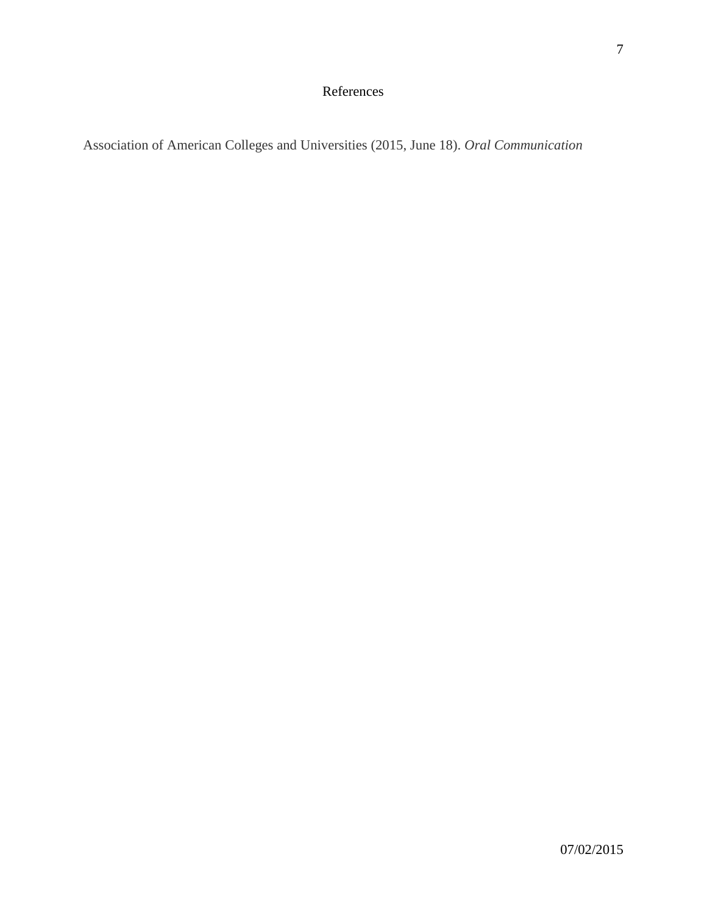# References

Association of American Colleges and Universities (2015, June 18). *Oral Communication*

07/02/2015